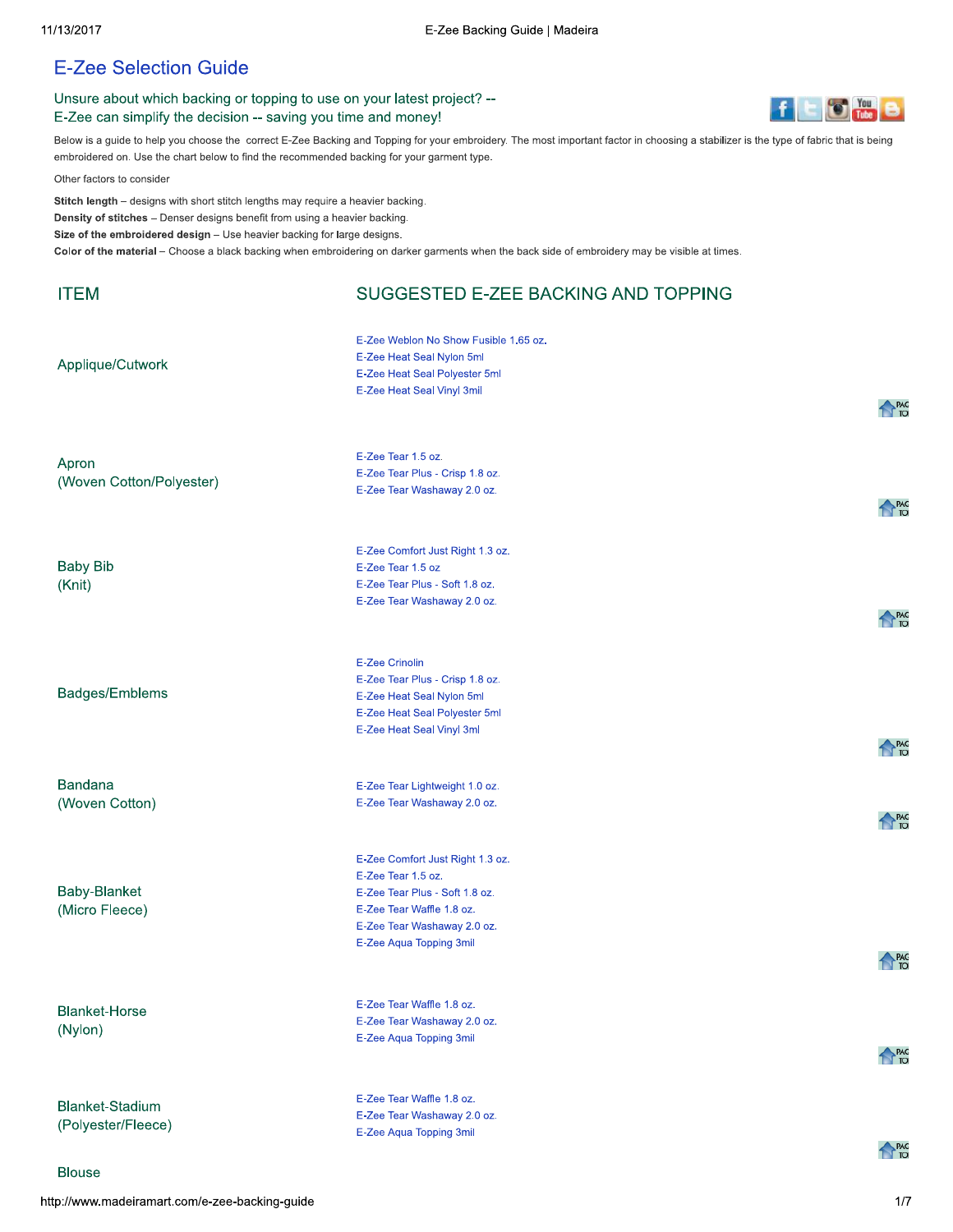# E-Zee Selection Guide

## Unsure about which backing or topping to use on your latest project? -- E-Zee can simplify the decision -- saving you time and money!

Below is a guide to help you choose the correct E-Zee Backing and Topping for your embroidery. The most important factor in choosing a stabilizer is the type of fabric that is being embroidered on. Use the chart below to find the recommended backing for your garment type.

Other factors to consider

**Stitch length** – designs with short stitch lengths may require a heavier backing.
**Density of stitches** – Denser designs benefit from using a heavier backing.
**Size of the embroidered design** – Use heavier backing for large designs.
**Color of the material** – Choose a black backing when embroidering on darker garments when the back side of embroidery may be visible at times.

| ITEM | SUGGESTED E-ZEE BACKING AND TOPPING |
| --- | --- |
| Applique/Cutwork | E-Zee Weblon No Show Fusible 1.65 oz.<br>E-Zee Heat Seal Nylon 5ml<br>E-Zee Heat Seal Polyester 5ml<br>E-Zee Heat Seal Vinyl 3mil |
| Apron (Woven Cotton/Polyester) | E-Zee Tear 1.5 oz.<br>E-Zee Tear Plus - Crisp 1.8 oz.<br>E-Zee Tear Washaway 2.0 oz. |
| Baby Bib (Knit) | E-Zee Comfort Just Right 1.3 oz.<br>E-Zee Tear 1.5 oz<br>E-Zee Tear Plus - Soft 1.8 oz.<br>E-Zee Tear Washaway 2.0 oz. |
| Badges/Emblems | E-Zee Crinolin<br>E-Zee Tear Plus - Crisp 1.8 oz.<br>E-Zee Heat Seal Nylon 5ml<br>E-Zee Heat Seal Polyester 5ml<br>E-Zee Heat Seal Vinyl 3ml |
| Bandana (Woven Cotton) | E-Zee Tear Lightweight 1.0 oz.<br>E-Zee Tear Washaway 2.0 oz. |
| Baby-Blanket (Micro Fleece) | E-Zee Comfort Just Right 1.3 oz.<br>E-Zee Tear 1.5 oz.<br>E-Zee Tear Plus - Soft 1.8 oz.<br>E-Zee Tear Waffle 1.8 oz.<br>E-Zee Tear Washaway 2.0 oz.<br>E-Zee Aqua Topping 3mil |
| Blanket-Horse (Nylon) | E-Zee Tear Waffle 1.8 oz.<br>E-Zee Tear Washaway 2.0 oz.<br>E-Zee Aqua Topping 3mil |
| Blanket-Stadium (Polyester/Fleece) | E-Zee Tear Waffle 1.8 oz.<br>E-Zee Tear Washaway 2.0 oz.<br>E-Zee Aqua Topping 3mil |
| Blouse | |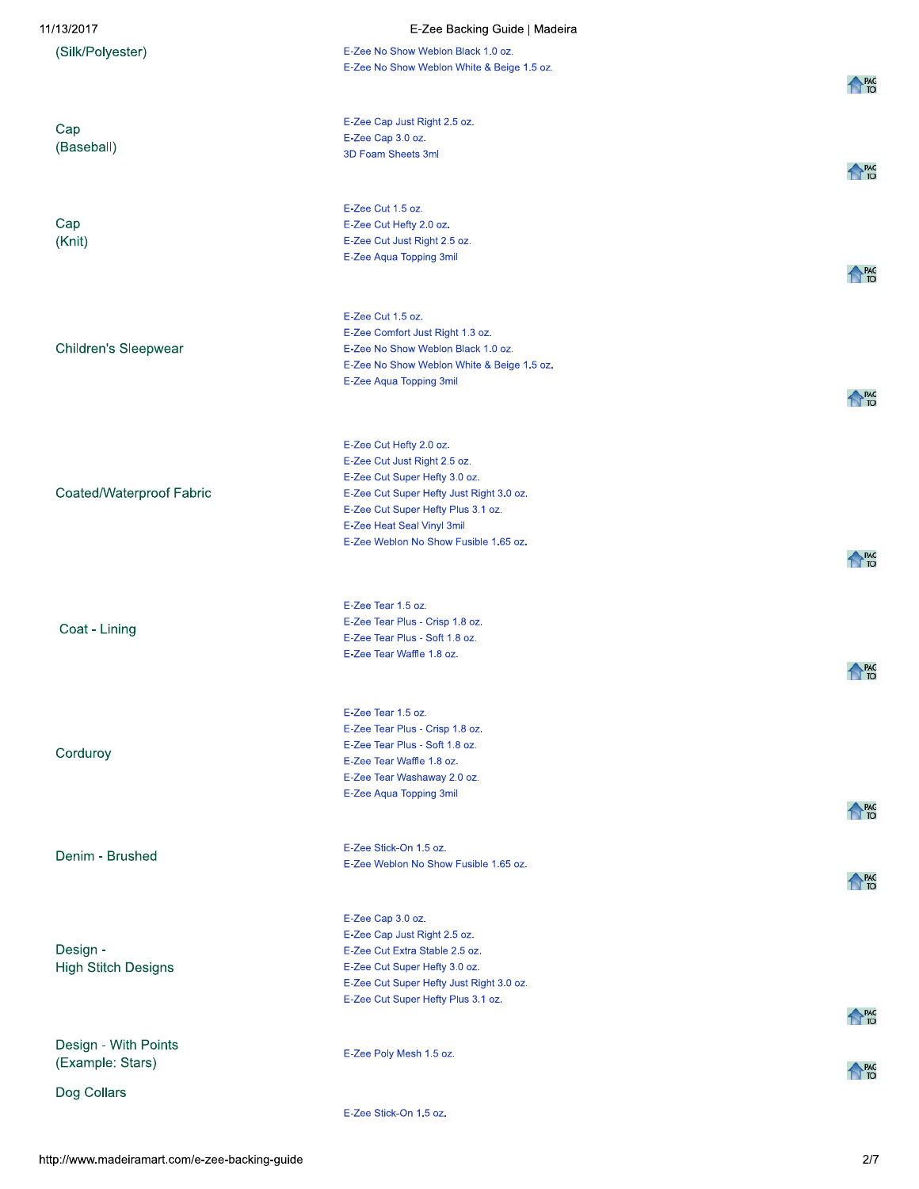| Fabric | Backing |
| --- | --- |
| (Silk/Polyester) | E-Zee No Show Weblon Black 1.0 oz.<br>E-Zee No Show Weblon White & Beige 1.5 oz. |
| Cap (Baseball) | E-Zee Cap Just Right 2.5 oz.<br>E-Zee Cap 3.0 oz.<br>3D Foam Sheets 3ml |
| Cap (Knit) | E-Zee Cut 1.5 oz.<br>E-Zee Cut Hefty 2.0 oz.<br>E-Zee Cut Just Right 2.5 oz.<br>E-Zee Aqua Topping 3mil |
| Children's Sleepwear | E-Zee Cut 1.5 oz.<br>E-Zee Comfort Just Right 1.3 oz.<br>E-Zee No Show Weblon Black 1.0 oz.<br>E-Zee No Show Weblon White & Beige 1.5 oz.<br>E-Zee Aqua Topping 3mil |
| Coated/Waterproof Fabric | E-Zee Cut Hefty 2.0 oz.<br>E-Zee Cut Just Right 2.5 oz.<br>E-Zee Cut Super Hefty 3.0 oz.<br>E-Zee Cut Super Hefty Just Right 3.0 oz.<br>E-Zee Cut Super Hefty Plus 3.1 oz.<br>E-Zee Heat Seal Vinyl 3mil<br>E-Zee Weblon No Show Fusible 1.65 oz. |
| Coat - Lining | E-Zee Tear 1.5 oz.<br>E-Zee Tear Plus - Crisp 1.8 oz.<br>E-Zee Tear Plus - Soft 1.8 oz.<br>E-Zee Tear Waffle 1.8 oz. |
| Corduroy | E-Zee Tear 1.5 oz.<br>E-Zee Tear Plus - Crisp 1.8 oz.<br>E-Zee Tear Plus - Soft 1.8 oz.<br>E-Zee Tear Waffle 1.8 oz.<br>E-Zee Tear Washaway 2.0 oz.<br>E-Zee Aqua Topping 3mil |
| Denim - Brushed | E-Zee Stick-On 1.5 oz.<br>E-Zee Weblon No Show Fusible 1.65 oz. |
| Design - High Stitch Designs | E-Zee Cap 3.0 oz.<br>E-Zee Cap Just Right 2.5 oz.<br>E-Zee Cut Extra Stable 2.5 oz.<br>E-Zee Cut Super Hefty 3.0 oz.<br>E-Zee Cut Super Hefty Just Right 3.0 oz.<br>E-Zee Cut Super Hefty Plus 3.1 oz. |
| Design - With Points (Example: Stars) | E-Zee Poly Mesh 1.5 oz. |
| Dog Collars | E-Zee Stick-On 1.5 oz. |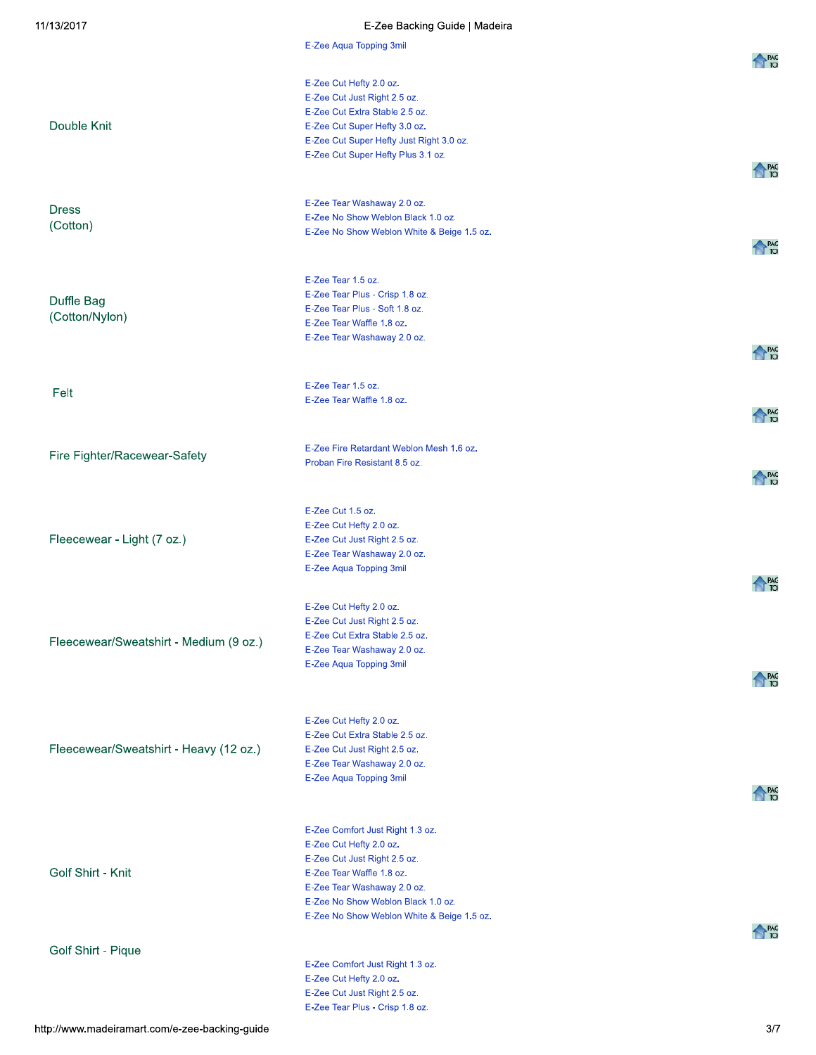| Fabric | Backing |
| --- | --- |
| | E-Zee Aqua Topping 3mil |
| Double Knit | E-Zee Cut Hefty 2.0 oz.<br>E-Zee Cut Just Right 2.5 oz.<br>E-Zee Cut Extra Stable 2.5 oz.<br>E-Zee Cut Super Hefty 3.0 oz.<br>E-Zee Cut Super Hefty Just Right 3.0 oz.<br>E-Zee Cut Super Hefty Plus 3.1 oz. |
| Dress (Cotton) | E-Zee Tear Washaway 2.0 oz.<br>E-Zee No Show Weblon Black 1.0 oz.<br>E-Zee No Show Weblon White & Beige 1.5 oz. |
| Duffle Bag (Cotton/Nylon) | E-Zee Tear 1.5 oz.<br>E-Zee Tear Plus - Crisp 1.8 oz.<br>E-Zee Tear Plus - Soft 1.8 oz.<br>E-Zee Tear Waffle 1.8 oz.<br>E-Zee Tear Washaway 2.0 oz. |
| Felt | E-Zee Tear 1.5 oz.<br>E-Zee Tear Waffle 1.8 oz. |
| Fire Fighter/Racewear-Safety | E-Zee Fire Retardant Weblon Mesh 1.6 oz.<br>Proban Fire Resistant 8.5 oz. |
| Fleecewear - Light (7 oz.) | E-Zee Cut 1.5 oz.<br>E-Zee Cut Hefty 2.0 oz.<br>E-Zee Cut Just Right 2.5 oz.<br>E-Zee Tear Washaway 2.0 oz.<br>E-Zee Aqua Topping 3mil |
| Fleecewear/Sweatshirt - Medium (9 oz.) | E-Zee Cut Hefty 2.0 oz.<br>E-Zee Cut Just Right 2.5 oz.<br>E-Zee Cut Extra Stable 2.5 oz.<br>E-Zee Tear Washaway 2.0 oz.<br>E-Zee Aqua Topping 3mil |
| Fleecewear/Sweatshirt - Heavy (12 oz.) | E-Zee Cut Hefty 2.0 oz.<br>E-Zee Cut Extra Stable 2.5 oz.<br>E-Zee Cut Just Right 2.5 oz.<br>E-Zee Tear Washaway 2.0 oz.<br>E-Zee Aqua Topping 3mil |
| Golf Shirt - Knit | E-Zee Comfort Just Right 1.3 oz.<br>E-Zee Cut Hefty 2.0 oz.<br>E-Zee Cut Just Right 2.5 oz.<br>E-Zee Tear Waffle 1.8 oz.<br>E-Zee Tear Washaway 2.0 oz.<br>E-Zee No Show Weblon Black 1.0 oz.<br>E-Zee No Show Weblon White & Beige 1.5 oz. |
| Golf Shirt - Pique | E-Zee Comfort Just Right 1.3 oz.<br>E-Zee Cut Hefty 2.0 oz.<br>E-Zee Cut Just Right 2.5 oz.<br>E-Zee Tear Plus - Crisp 1.8 oz. |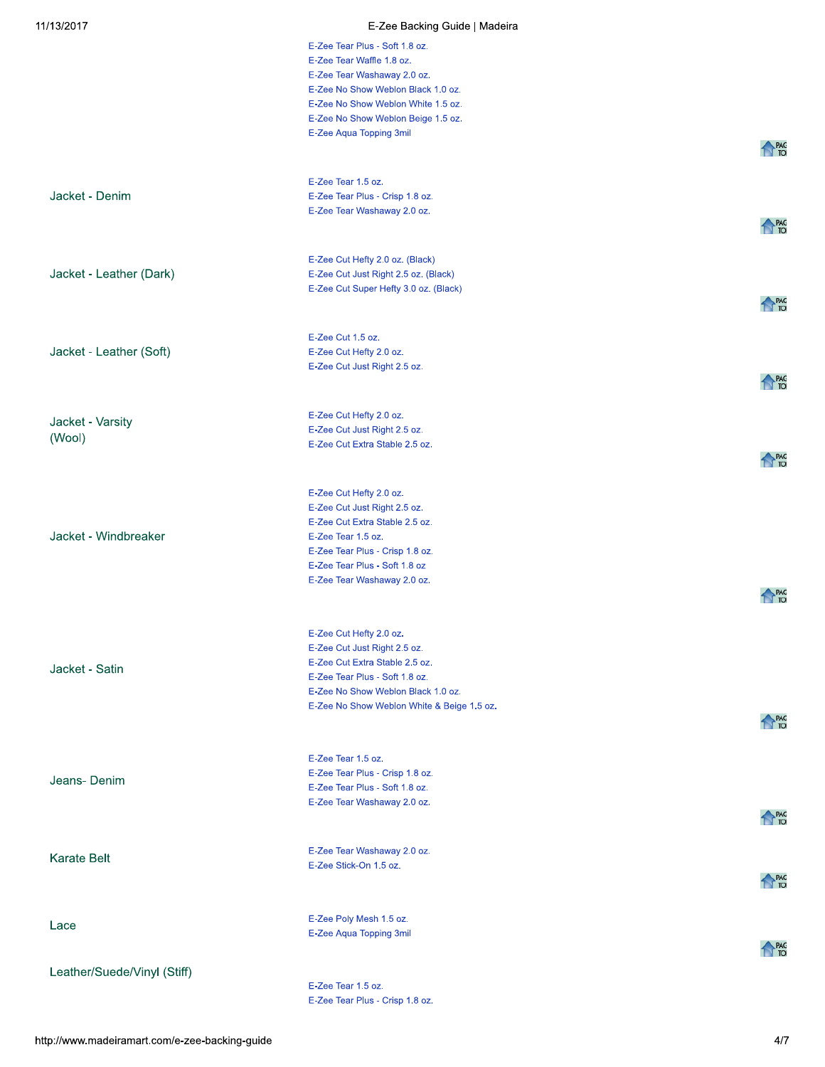| | |
|---|---|
| | E-Zee Tear Plus - Soft 1.8 oz.<br>E-Zee Tear Waffle 1.8 oz.<br>E-Zee Tear Washaway 2.0 oz.<br>E-Zee No Show Weblon Black 1.0 oz.<br>E-Zee No Show Weblon White 1.5 oz.<br>E-Zee No Show Weblon Beige 1.5 oz.<br>E-Zee Aqua Topping 3mil |
| Jacket - Denim | E-Zee Tear 1.5 oz.<br>E-Zee Tear Plus - Crisp 1.8 oz.<br>E-Zee Tear Washaway 2.0 oz. |
| Jacket - Leather (Dark) | E-Zee Cut Hefty 2.0 oz. (Black)<br>E-Zee Cut Just Right 2.5 oz. (Black)<br>E-Zee Cut Super Hefty 3.0 oz. (Black) |
| Jacket - Leather (Soft) | E-Zee Cut 1.5 oz.<br>E-Zee Cut Hefty 2.0 oz.<br>E-Zee Cut Just Right 2.5 oz. |
| Jacket - Varsity (Wool) | E-Zee Cut Hefty 2.0 oz.<br>E-Zee Cut Just Right 2.5 oz.<br>E-Zee Cut Extra Stable 2.5 oz. |
| Jacket - Windbreaker | E-Zee Cut Hefty 2.0 oz.<br>E-Zee Cut Just Right 2.5 oz.<br>E-Zee Cut Extra Stable 2.5 oz.<br>E-Zee Tear 1.5 oz.<br>E-Zee Tear Plus - Crisp 1.8 oz.<br>E-Zee Tear Plus - Soft 1.8 oz<br>E-Zee Tear Washaway 2.0 oz. |
| Jacket - Satin | E-Zee Cut Hefty 2.0 oz.<br>E-Zee Cut Just Right 2.5 oz.<br>E-Zee Cut Extra Stable 2.5 oz.<br>E-Zee Tear Plus - Soft 1.8 oz.<br>E-Zee No Show Weblon Black 1.0 oz.<br>E-Zee No Show Weblon White & Beige 1.5 oz. |
| Jeans- Denim | E-Zee Tear 1.5 oz.<br>E-Zee Tear Plus - Crisp 1.8 oz.<br>E-Zee Tear Plus - Soft 1.8 oz.<br>E-Zee Tear Washaway 2.0 oz. |
| Karate Belt | E-Zee Tear Washaway 2.0 oz.<br>E-Zee Stick-On 1.5 oz. |
| Lace | E-Zee Poly Mesh 1.5 oz.<br>E-Zee Aqua Topping 3mil |
| Leather/Suede/Vinyl (Stiff) | E-Zee Tear 1.5 oz.<br>E-Zee Tear Plus - Crisp 1.8 oz. |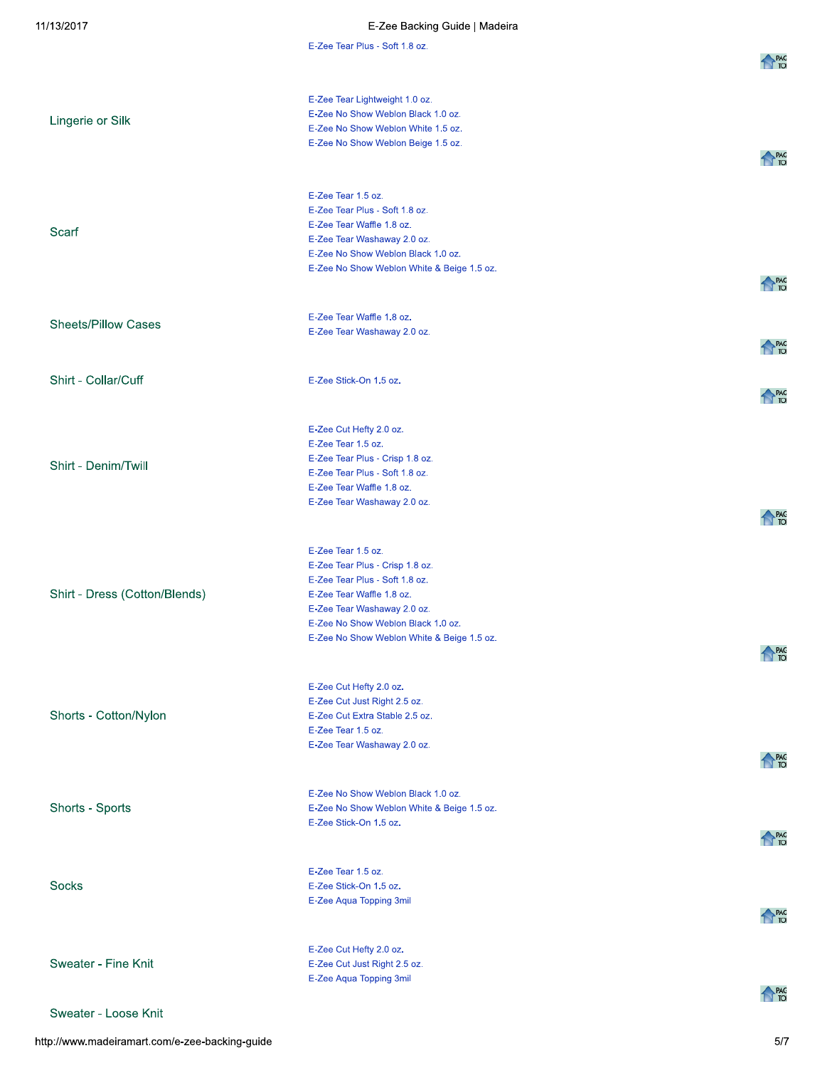| Fabric | Backing |
| --- | --- |
| | E-Zee Tear Plus - Soft 1.8 oz. |
| Lingerie or Silk | E-Zee Tear Lightweight 1.0 oz.<br>E-Zee No Show Weblon Black 1.0 oz.<br>E-Zee No Show Weblon White 1.5 oz.<br>E-Zee No Show Weblon Beige 1.5 oz. |
| Scarf | E-Zee Tear 1.5 oz.<br>E-Zee Tear Plus - Soft 1.8 oz.<br>E-Zee Tear Waffle 1.8 oz.<br>E-Zee Tear Washaway 2.0 oz.<br>E-Zee No Show Weblon Black 1.0 oz.<br>E-Zee No Show Weblon White & Beige 1.5 oz. |
| Sheets/Pillow Cases | E-Zee Tear Waffle 1.8 oz.<br>E-Zee Tear Washaway 2.0 oz. |
| Shirt - Collar/Cuff | E-Zee Stick-On 1.5 oz. |
| Shirt - Denim/Twill | E-Zee Cut Hefty 2.0 oz.<br>E-Zee Tear 1.5 oz.<br>E-Zee Tear Plus - Crisp 1.8 oz.<br>E-Zee Tear Plus - Soft 1.8 oz.<br>E-Zee Tear Waffle 1.8 oz.<br>E-Zee Tear Washaway 2.0 oz. |
| Shirt - Dress (Cotton/Blends) | E-Zee Tear 1.5 oz.<br>E-Zee Tear Plus - Crisp 1.8 oz.<br>E-Zee Tear Plus - Soft 1.8 oz.<br>E-Zee Tear Waffle 1.8 oz.<br>E-Zee Tear Washaway 2.0 oz.<br>E-Zee No Show Weblon Black 1.0 oz.<br>E-Zee No Show Weblon White & Beige 1.5 oz. |
| Shorts - Cotton/Nylon | E-Zee Cut Hefty 2.0 oz.<br>E-Zee Cut Just Right 2.5 oz.<br>E-Zee Cut Extra Stable 2.5 oz.<br>E-Zee Tear 1.5 oz.<br>E-Zee Tear Washaway 2.0 oz. |
| Shorts - Sports | E-Zee No Show Weblon Black 1.0 oz.<br>E-Zee No Show Weblon White & Beige 1.5 oz.<br>E-Zee Stick-On 1.5 oz. |
| Socks | E-Zee Tear 1.5 oz.<br>E-Zee Stick-On 1.5 oz.<br>E-Zee Aqua Topping 3mil |
| Sweater - Fine Knit | E-Zee Cut Hefty 2.0 oz.<br>E-Zee Cut Just Right 2.5 oz.<br>E-Zee Aqua Topping 3mil |
| Sweater - Loose Knit | |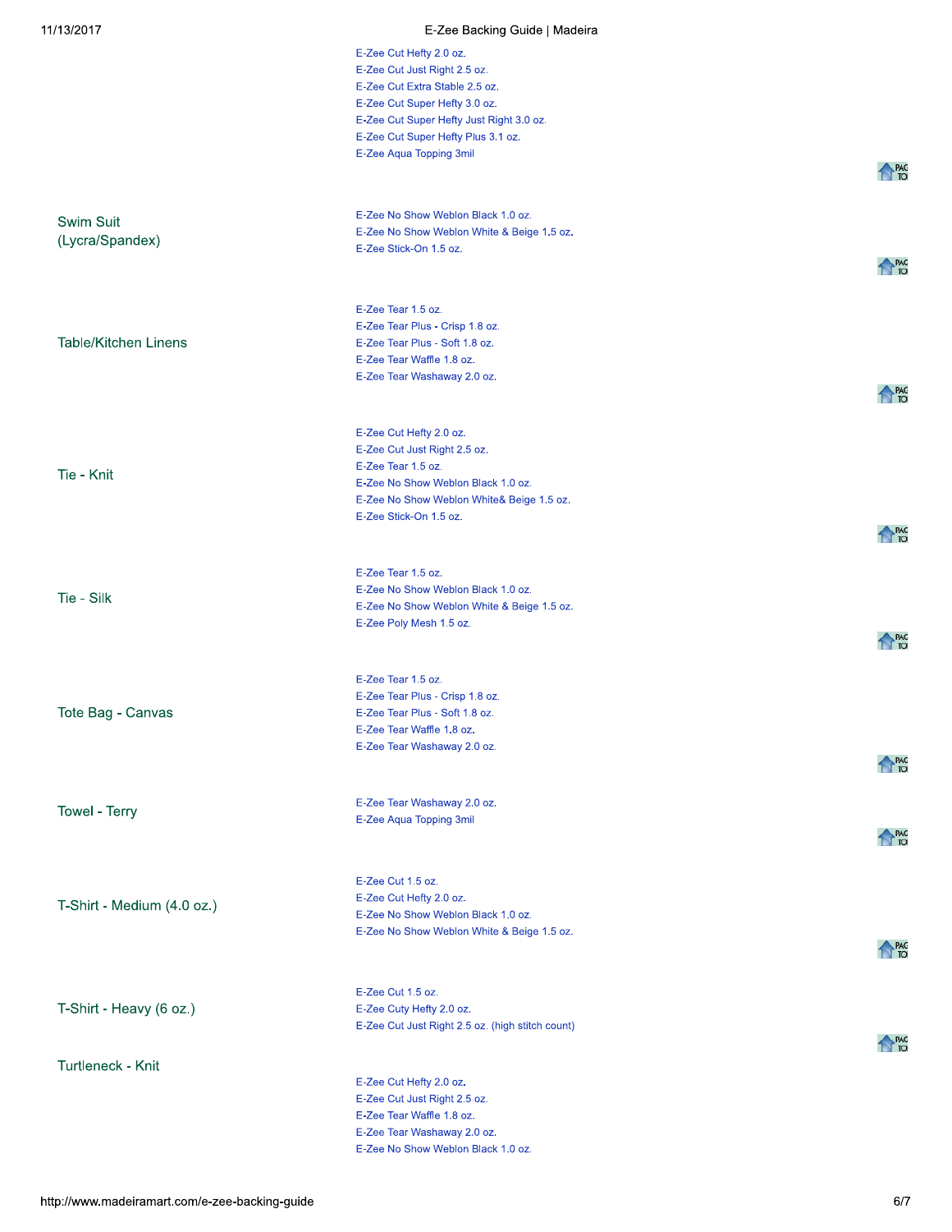| | |
|---|---|
| | E-Zee Cut Hefty 2.0 oz.<br>E-Zee Cut Just Right 2.5 oz.<br>E-Zee Cut Extra Stable 2.5 oz.<br>E-Zee Cut Super Hefty 3.0 oz.<br>E-Zee Cut Super Hefty Just Right 3.0 oz.<br>E-Zee Cut Super Hefty Plus 3.1 oz.<br>E-Zee Aqua Topping 3mil |
| Swim Suit (Lycra/Spandex) | E-Zee No Show Weblon Black 1.0 oz.<br>E-Zee No Show Weblon White & Beige 1.5 oz.<br>E-Zee Stick-On 1.5 oz. |
| Table/Kitchen Linens | E-Zee Tear 1.5 oz.<br>E-Zee Tear Plus - Crisp 1.8 oz.<br>E-Zee Tear Plus - Soft 1.8 oz.<br>E-Zee Tear Waffle 1.8 oz.<br>E-Zee Tear Washaway 2.0 oz. |
| Tie - Knit | E-Zee Cut Hefty 2.0 oz.<br>E-Zee Cut Just Right 2.5 oz.<br>E-Zee Tear 1.5 oz.<br>E-Zee No Show Weblon Black 1.0 oz.<br>E-Zee No Show Weblon White& Beige 1.5 oz.<br>E-Zee Stick-On 1.5 oz. |
| Tie - Silk | E-Zee Tear 1.5 oz.<br>E-Zee No Show Weblon Black 1.0 oz.<br>E-Zee No Show Weblon White & Beige 1.5 oz.<br>E-Zee Poly Mesh 1.5 oz. |
| Tote Bag - Canvas | E-Zee Tear 1.5 oz.<br>E-Zee Tear Plus - Crisp 1.8 oz.<br>E-Zee Tear Plus - Soft 1.8 oz.<br>E-Zee Tear Waffle 1.8 oz.<br>E-Zee Tear Washaway 2.0 oz. |
| Towel - Terry | E-Zee Tear Washaway 2.0 oz.<br>E-Zee Aqua Topping 3mil |
| T-Shirt - Medium (4.0 oz.) | E-Zee Cut 1.5 oz.<br>E-Zee Cut Hefty 2.0 oz.<br>E-Zee No Show Weblon Black 1.0 oz.<br>E-Zee No Show Weblon White & Beige 1.5 oz. |
| T-Shirt - Heavy (6 oz.) | E-Zee Cut 1.5 oz.<br>E-Zee Cuty Hefty 2.0 oz.<br>E-Zee Cut Just Right 2.5 oz. (high stitch count) |
| Turtleneck - Knit | E-Zee Cut Hefty 2.0 oz.<br>E-Zee Cut Just Right 2.5 oz.<br>E-Zee Tear Waffle 1.8 oz.<br>E-Zee Tear Washaway 2.0 oz.<br>E-Zee No Show Weblon Black 1.0 oz. |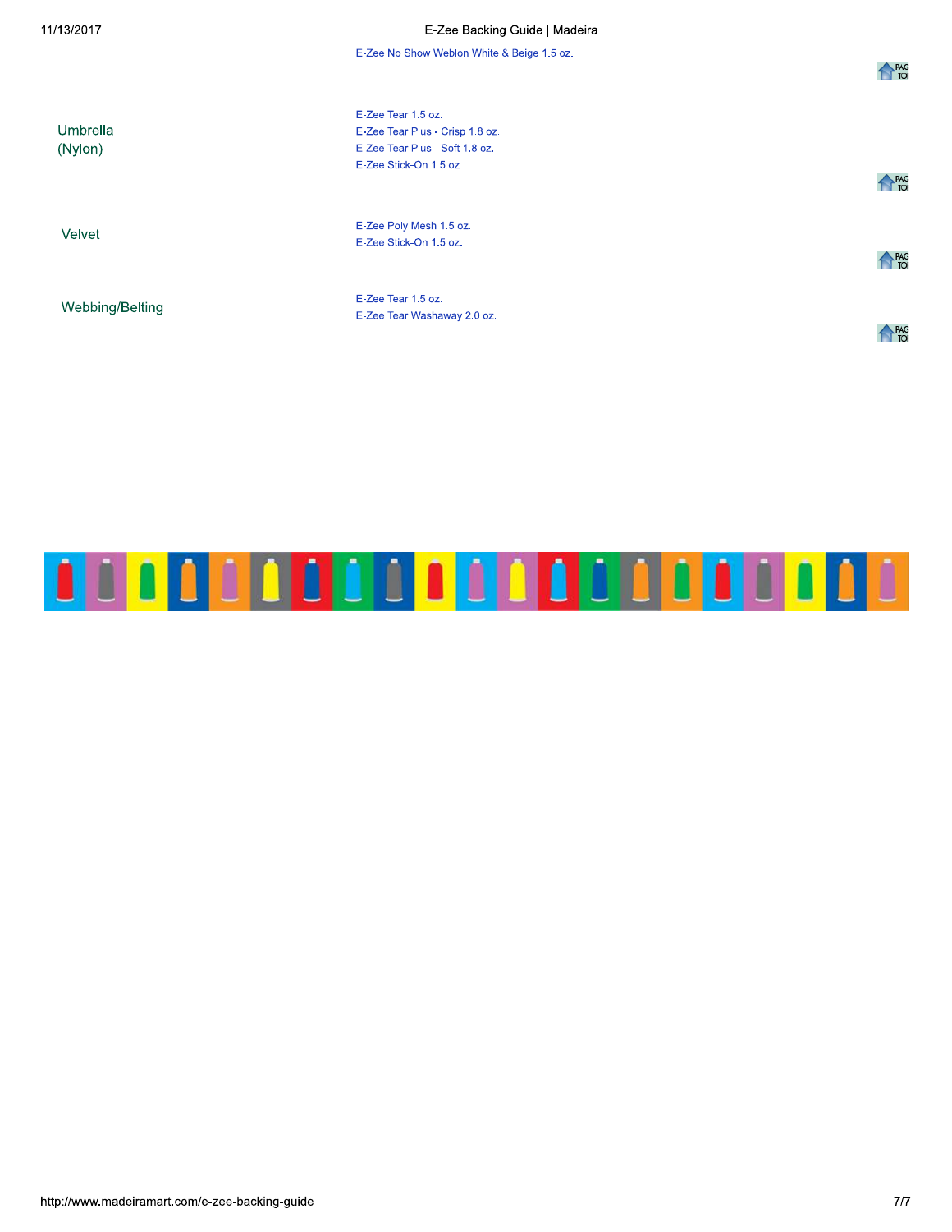| | |
|---|---|
| | E-Zee No Show Weblon White & Beige 1.5 oz. |
| Umbrella (Nylon) | E-Zee Tear 1.5 oz.<br>E-Zee Tear Plus - Crisp 1.8 oz.<br>E-Zee Tear Plus - Soft 1.8 oz.<br>E-Zee Stick-On 1.5 oz. |
| Velvet | E-Zee Poly Mesh 1.5 oz.<br>E-Zee Stick-On 1.5 oz. |
| Webbing/Belting | E-Zee Tear 1.5 oz.<br>E-Zee Tear Washaway 2.0 oz. |